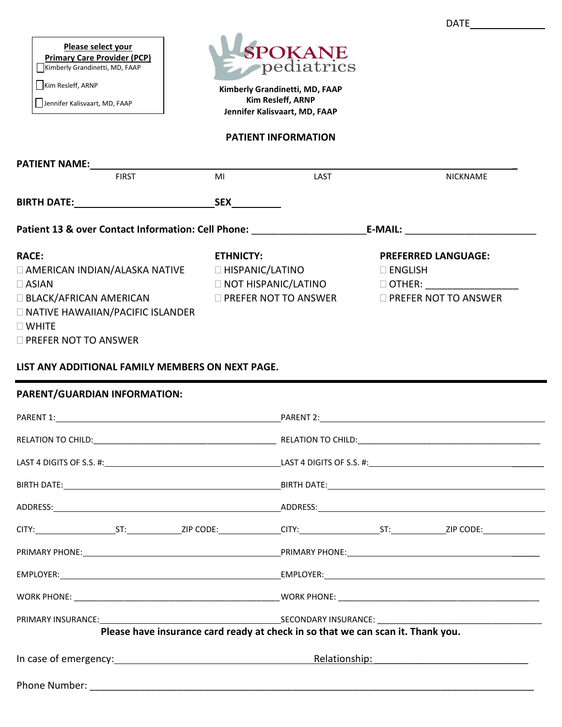DATE_____________

**Please select your**
**Primary Care Provider (PCP)**

- ☐ Kimberly Grandinetti, MD, FAAP
- ☐ Kim Resleff, ARNP
- ☐ Jennifer Kalisvaart, MD, FAAP

**SPOKANE pediatrics**

**Kimberly Grandinetti, MD, FAAP**
**Kim Resleff, ARNP**
**Jennifer Kalisvaart, MD, FAAP**

## PATIENT INFORMATION

**PATIENT NAME:** ______________________________________________________

FIRST MI LAST NICKNAME

**BIRTH DATE:** ______________________ **SEX** __________

**Patient 13 & over Contact Information: Cell Phone:** ____________________ **E-MAIL:** ________________________

**RACE:**
- ☐ AMERICAN INDIAN/ALASKA NATIVE
- ☐ ASIAN
- ☐ BLACK/AFRICAN AMERICAN
- ☐ NATIVE HAWAIIAN/PACIFIC ISLANDER
- ☐ WHITE
- ☐ PREFER NOT TO ANSWER

**ETHNICTY:**
- ☐ HISPANIC/LATINO
- ☐ NOT HISPANIC/LATINO
- ☐ PREFER NOT TO ANSWER

**PREFERRED LANGUAGE:**
- ☐ ENGLISH
- ☐ OTHER: ________________
- ☐ PREFER NOT TO ANSWER

**LIST ANY ADDITIONAL FAMILY MEMBERS ON NEXT PAGE.**

---

**PARENT/GUARDIAN INFORMATION:**

| PARENT 1 | PARENT 2 |
|---|---|
| PARENT 1: | PARENT 2: |
| RELATION TO CHILD: | RELATION TO CHILD: |
| LAST 4 DIGITS OF S.S. #: | LAST 4 DIGITS OF S.S. #: |
| BIRTH DATE: | BIRTH DATE: |
| ADDRESS: | ADDRESS: |
| CITY: ST: ZIP CODE: | CITY: ST: ZIP CODE: |
| PRIMARY PHONE: | PRIMARY PHONE: |
| EMPLOYER: | EMPLOYER: |
| WORK PHONE: | WORK PHONE: |
| PRIMARY INSURANCE: | SECONDARY INSURANCE: |

**Please have insurance card ready at check in so that we can scan it. Thank you.**

In case of emergency: ______________________________ Relationship: ___________________________

Phone Number: ____________________________________________________________________________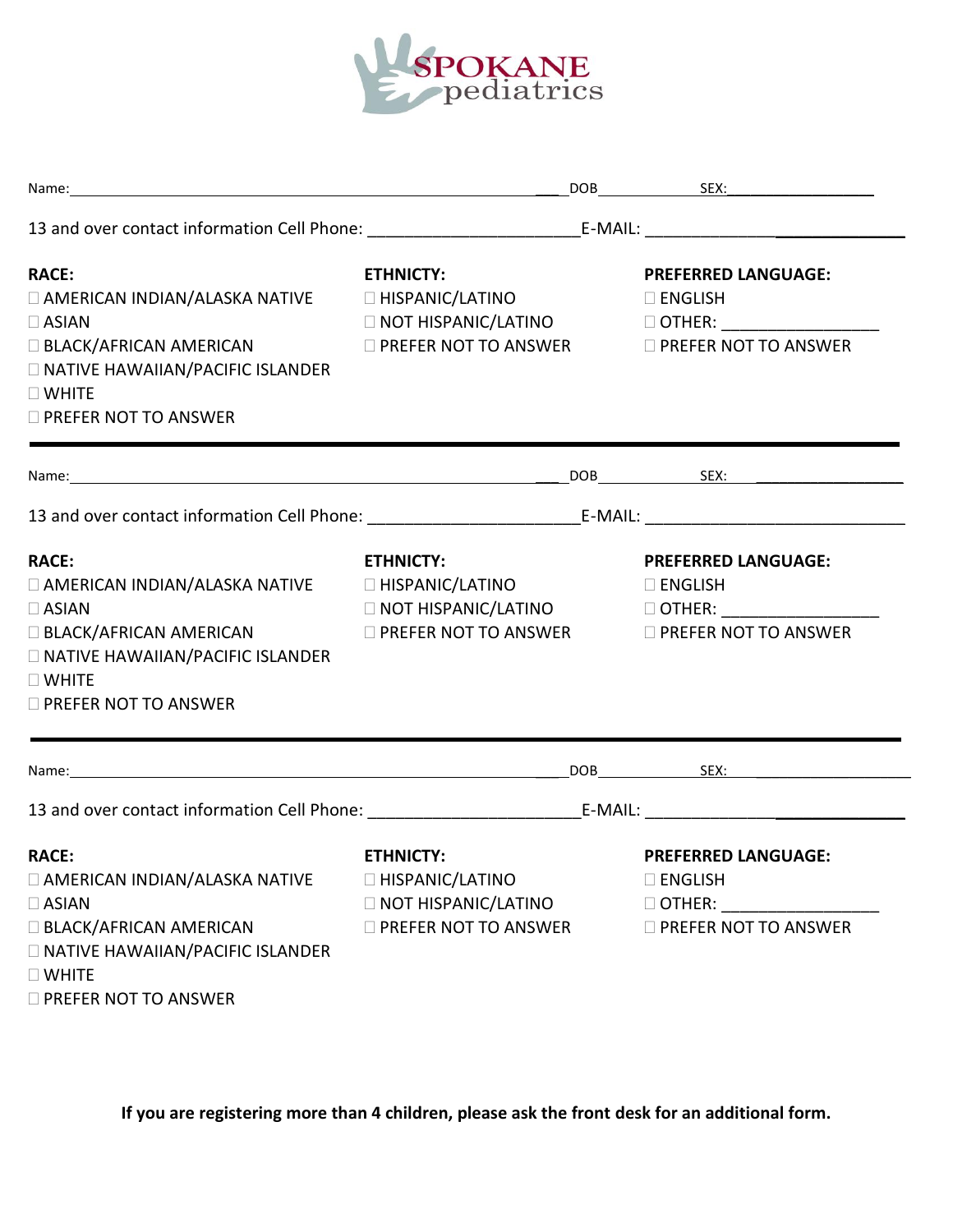SPOKANE pediatrics

Name:_____________________________________________ DOB__________ SEX:______________

13 and over contact information Cell Phone: ______________________E-MAIL: ___________________________

**RACE:**
- ☐ AMERICAN INDIAN/ALASKA NATIVE
- ☐ ASIAN
- ☐ BLACK/AFRICAN AMERICAN
- ☐ NATIVE HAWAIIAN/PACIFIC ISLANDER
- ☐ WHITE
- ☐ PREFER NOT TO ANSWER

**ETHNICTY:**
- ☐ HISPANIC/LATINO
- ☐ NOT HISPANIC/LATINO
- ☐ PREFER NOT TO ANSWER

**PREFERRED LANGUAGE:**
- ☐ ENGLISH
- ☐ OTHER: ________________
- ☐ PREFER NOT TO ANSWER

---

Name:_____________________________________________ DOB__________ SEX:______________

13 and over contact information Cell Phone: ______________________E-MAIL: ___________________________

**RACE:**
- ☐ AMERICAN INDIAN/ALASKA NATIVE
- ☐ ASIAN
- ☐ BLACK/AFRICAN AMERICAN
- ☐ NATIVE HAWAIIAN/PACIFIC ISLANDER
- ☐ WHITE
- ☐ PREFER NOT TO ANSWER

**ETHNICTY:**
- ☐ HISPANIC/LATINO
- ☐ NOT HISPANIC/LATINO
- ☐ PREFER NOT TO ANSWER

**PREFERRED LANGUAGE:**
- ☐ ENGLISH
- ☐ OTHER: ________________
- ☐ PREFER NOT TO ANSWER

---

Name:_____________________________________________ DOB__________ SEX:______________

13 and over contact information Cell Phone: ______________________E-MAIL: ___________________________

**RACE:**
- ☐ AMERICAN INDIAN/ALASKA NATIVE
- ☐ ASIAN
- ☐ BLACK/AFRICAN AMERICAN
- ☐ NATIVE HAWAIIAN/PACIFIC ISLANDER
- ☐ WHITE
- ☐ PREFER NOT TO ANSWER

**ETHNICTY:**
- ☐ HISPANIC/LATINO
- ☐ NOT HISPANIC/LATINO
- ☐ PREFER NOT TO ANSWER

**PREFERRED LANGUAGE:**
- ☐ ENGLISH
- ☐ OTHER: ________________
- ☐ PREFER NOT TO ANSWER

**If you are registering more than 4 children, please ask the front desk for an additional form.**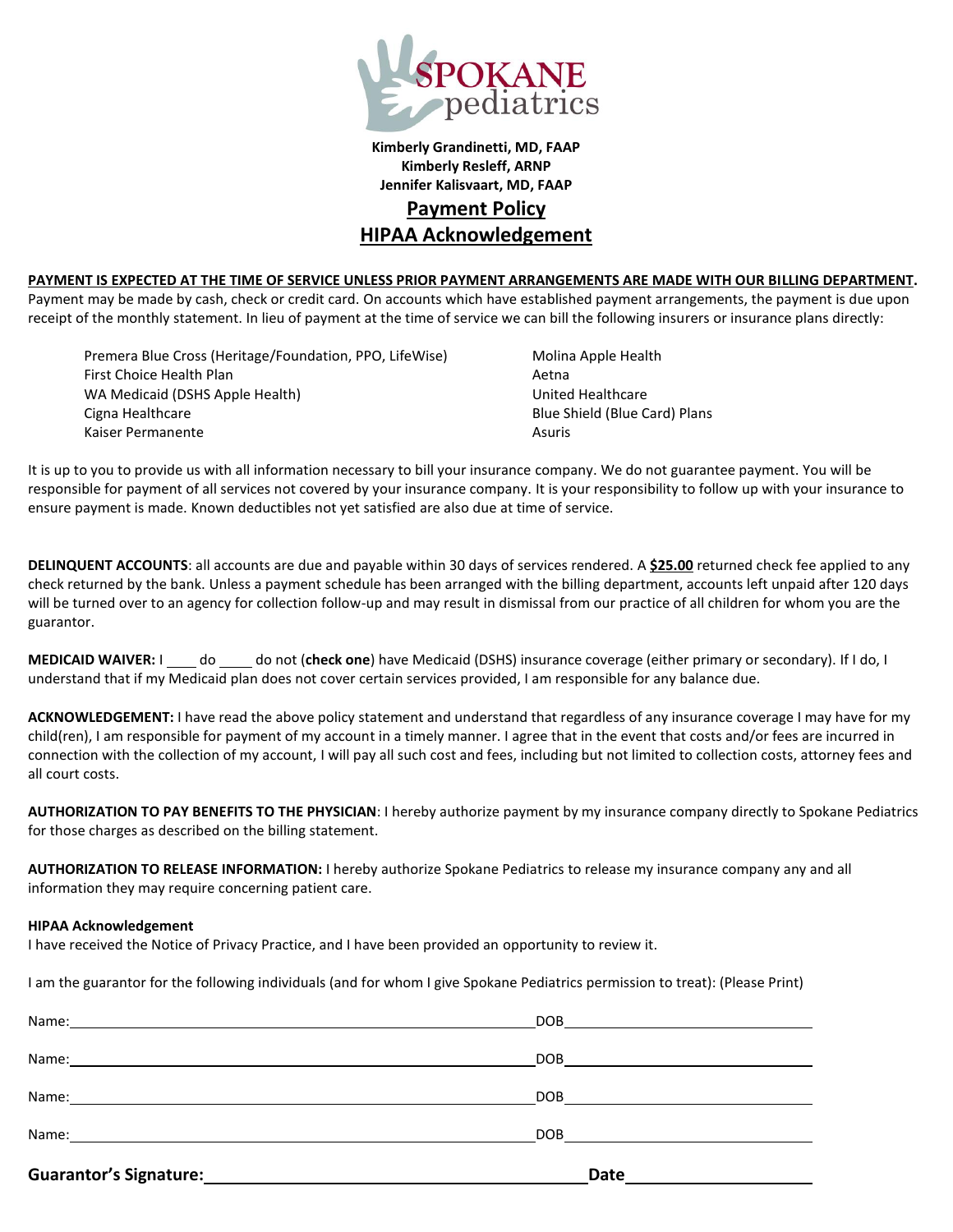**SPOKANE pediatrics**

**Kimberly Grandinetti, MD, FAAP**
**Kimberly Resleff, ARNP**
**Jennifer Kalisvaart, MD, FAAP**

# Payment Policy
# HIPAA Acknowledgement

**PAYMENT IS EXPECTED AT THE TIME OF SERVICE UNLESS PRIOR PAYMENT ARRANGEMENTS ARE MADE WITH OUR BILLING DEPARTMENT.** Payment may be made by cash, check or credit card. On accounts which have established payment arrangements, the payment is due upon receipt of the monthly statement. In lieu of payment at the time of service we can bill the following insurers or insurance plans directly:

- Premera Blue Cross (Heritage/Foundation, PPO, LifeWise)
- First Choice Health Plan
- WA Medicaid (DSHS Apple Health)
- Cigna Healthcare
- Kaiser Permanente
- Molina Apple Health
- Aetna
- United Healthcare
- Blue Shield (Blue Card) Plans
- Asuris

It is up to you to provide us with all information necessary to bill your insurance company. We do not guarantee payment. You will be responsible for payment of all services not covered by your insurance company. It is your responsibility to follow up with your insurance to ensure payment is made. Known deductibles not yet satisfied are also due at time of service.

**DELINQUENT ACCOUNTS**: all accounts are due and payable within 30 days of services rendered. A **$25.00** returned check fee applied to any check returned by the bank. Unless a payment schedule has been arranged with the billing department, accounts left unpaid after 120 days will be turned over to an agency for collection follow-up and may result in dismissal from our practice of all children for whom you are the guarantor.

**MEDICAID WAIVER:** I ____ do ____ do not (**check one**) have Medicaid (DSHS) insurance coverage (either primary or secondary). If I do, I understand that if my Medicaid plan does not cover certain services provided, I am responsible for any balance due.

**ACKNOWLEDGEMENT:** I have read the above policy statement and understand that regardless of any insurance coverage I may have for my child(ren), I am responsible for payment of my account in a timely manner. I agree that in the event that costs and/or fees are incurred in connection with the collection of my account, I will pay all such cost and fees, including but not limited to collection costs, attorney fees and all court costs.

**AUTHORIZATION TO PAY BENEFITS TO THE PHYSICIAN**: I hereby authorize payment by my insurance company directly to Spokane Pediatrics for those charges as described on the billing statement.

**AUTHORIZATION TO RELEASE INFORMATION:** I hereby authorize Spokane Pediatrics to release my insurance company any and all information they may require concerning patient care.

**HIPAA Acknowledgement**

I have received the Notice of Privacy Practice, and I have been provided an opportunity to review it.

I am the guarantor for the following individuals (and for whom I give Spokane Pediatrics permission to treat): (Please Print)

Name: ______________________________ DOB ______________

Name: ______________________________ DOB ______________

Name: ______________________________ DOB ______________

Name: ______________________________ DOB ______________

**Guarantor's Signature:** ______________________________ **Date** ______________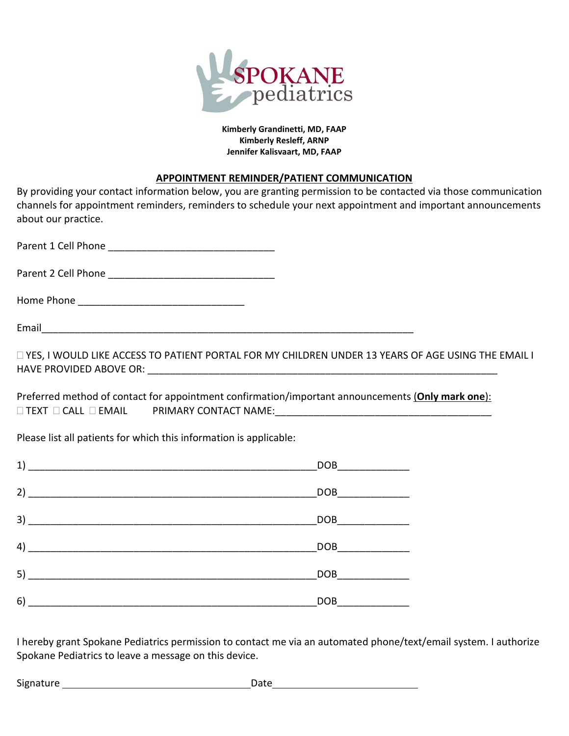**SPOKANE pediatrics**

**Kimberly Grandinetti, MD, FAAP**
**Kimberly Resleff, ARNP**
**Jennifer Kalisvaart, MD, FAAP**

## APPOINTMENT REMINDER/PATIENT COMMUNICATION

By providing your contact information below, you are granting permission to be contacted via those communication channels for appointment reminders, reminders to schedule your next appointment and important announcements about our practice.

Parent 1 Cell Phone ______________________________

Parent 2 Cell Phone ______________________________

Home Phone ______________________________

Email______________________________________________________________________

☐ YES, I WOULD LIKE ACCESS TO PATIENT PORTAL FOR MY CHILDREN UNDER 13 YEARS OF AGE USING THE EMAIL I HAVE PROVIDED ABOVE OR: ______________________________________________________________

Preferred method of contact for appointment confirmation/important announcements (**Only mark one**):
☐ TEXT ☐ CALL ☐ EMAIL     PRIMARY CONTACT NAME:_______________________________________

Please list all patients for which this information is applicable:

1) ____________________________________________________DOB_____________

2) ____________________________________________________DOB_____________

3) ____________________________________________________DOB_____________

4) ____________________________________________________DOB_____________

5) ____________________________________________________DOB_____________

6) ____________________________________________________DOB_____________

I hereby grant Spokane Pediatrics permission to contact me via an automated phone/text/email system. I authorize Spokane Pediatrics to leave a message on this device.

Signature ________________________________ Date___________________________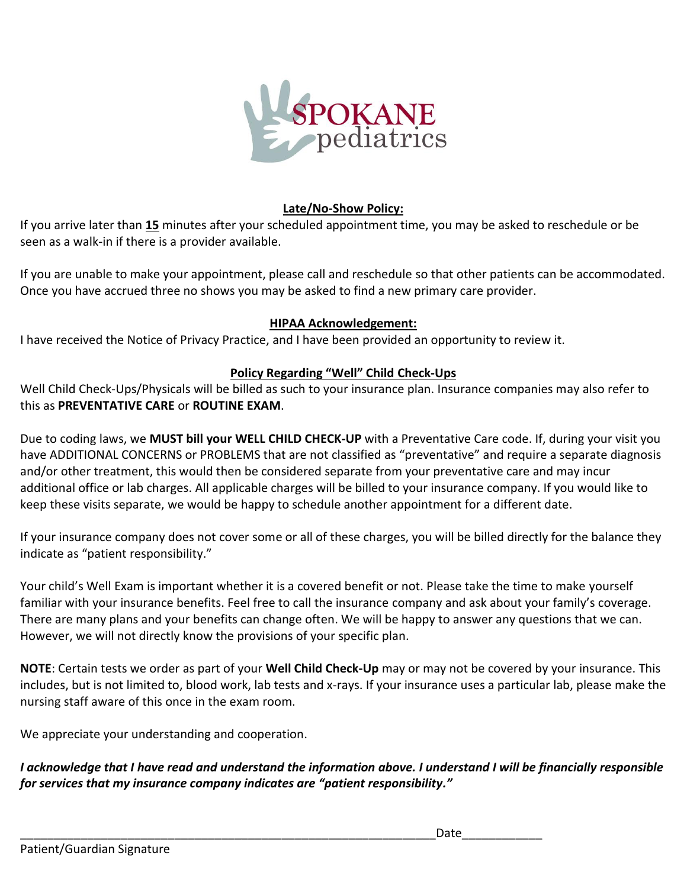SPOKANE pediatrics

## Late/No-Show Policy:

If you arrive later than **15** minutes after your scheduled appointment time, you may be asked to reschedule or be seen as a walk-in if there is a provider available.

If you are unable to make your appointment, please call and reschedule so that other patients can be accommodated. Once you have accrued three no shows you may be asked to find a new primary care provider.

## HIPAA Acknowledgement:

I have received the Notice of Privacy Practice, and I have been provided an opportunity to review it.

## Policy Regarding "Well" Child Check-Ups

Well Child Check-Ups/Physicals will be billed as such to your insurance plan. Insurance companies may also refer to this as **PREVENTATIVE CARE** or **ROUTINE EXAM**.

Due to coding laws, we **MUST bill your WELL CHILD CHECK-UP** with a Preventative Care code. If, during your visit you have ADDITIONAL CONCERNS or PROBLEMS that are not classified as "preventative" and require a separate diagnosis and/or other treatment, this would then be considered separate from your preventative care and may incur additional office or lab charges. All applicable charges will be billed to your insurance company. If you would like to keep these visits separate, we would be happy to schedule another appointment for a different date.

If your insurance company does not cover some or all of these charges, you will be billed directly for the balance they indicate as "patient responsibility."

Your child's Well Exam is important whether it is a covered benefit or not. Please take the time to make yourself familiar with your insurance benefits. Feel free to call the insurance company and ask about your family's coverage. There are many plans and your benefits can change often. We will be happy to answer any questions that we can. However, we will not directly know the provisions of your specific plan.

**NOTE**: Certain tests we order as part of your **Well Child Check-Up** may or may not be covered by your insurance. This includes, but is not limited to, blood work, lab tests and x-rays. If your insurance uses a particular lab, please make the nursing staff aware of this once in the exam room.

We appreciate your understanding and cooperation.

***I acknowledge that I have read and understand the information above. I understand I will be financially responsible for services that my insurance company indicates are "patient responsibility."***

_______________________________________________________________ Date____________

Patient/Guardian Signature